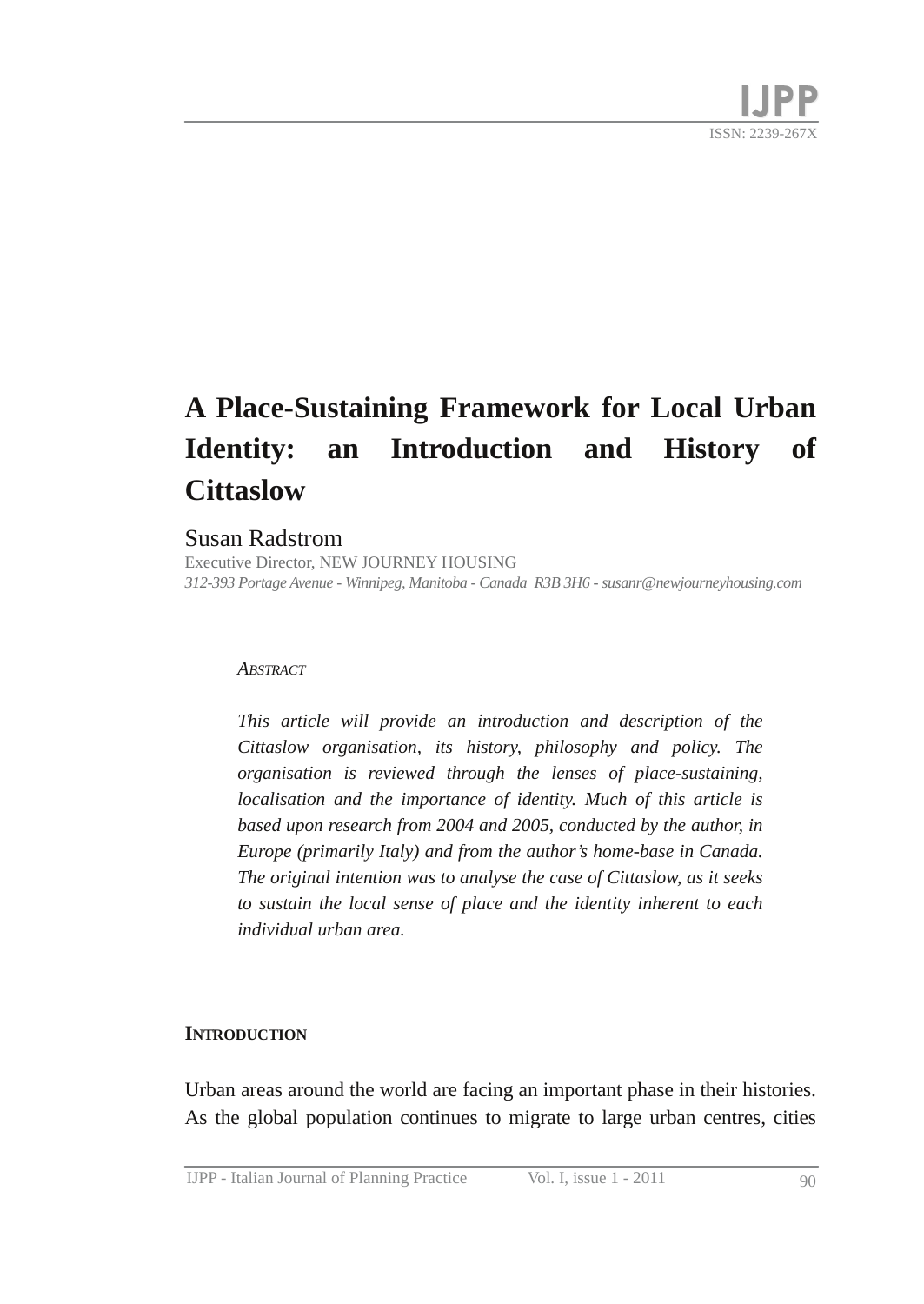# A Place-Sustaining Framework for Local Urban Identity: an Introduction and History of Cittaslow

Susan Radstrom

Executive Director, NEW JOURNEY HOUSING

*312-393 Portage Avenue - Winnipeg, Manitoba - Canada R3B 3H6 - susanr@newjourneyhousing.com*

## Abstract

*This article will provide an introduction and description of the Cittaslow organisation, its history, philosophy and policy. The organisation is reviewed through the lenses of place-sustaining, localisation and the importance of identity. Much of this article is based upon research from 2004 and 2005, conducted by the author, in Europe (primarily Italy) and from the author's home-base in Canada. The original intention was to analyse the case of Cittaslow, as it seeks to sustain the local sense of place and the identity inherent to each individual urban area.*

## Introduction

Urban areas around the world are facing an important phase in their histories. As the global population continues to migrate to large urban centres, cities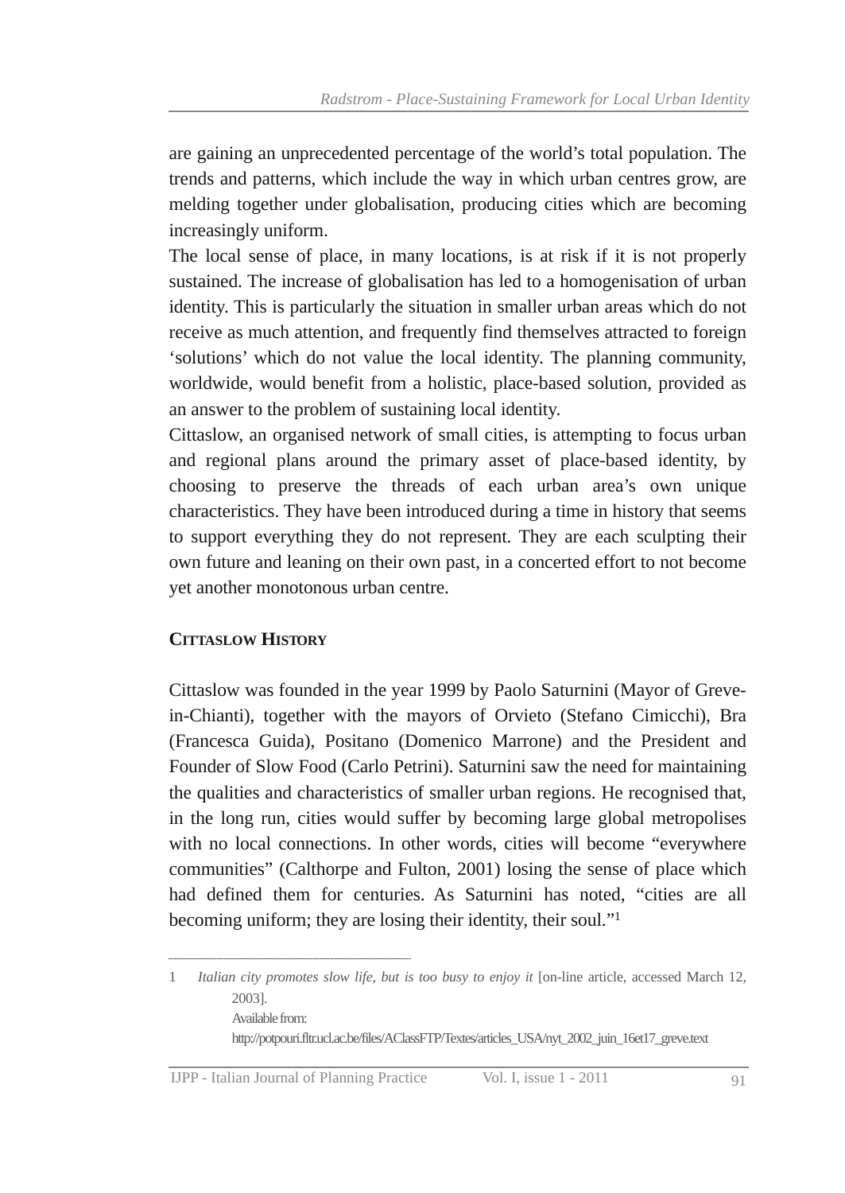are gaining an unprecedented percentage of the world's total population. The trends and patterns, which include the way in which urban centres grow, are melding together under globalisation, producing cities which are becoming increasingly uniform.

The local sense of place, in many locations, is at risk if it is not properly sustained. The increase of globalisation has led to a homogenisation of urban identity. This is particularly the situation in smaller urban areas which do not receive as much attention, and frequently find themselves attracted to foreign 'solutions' which do not value the local identity. The planning community, worldwide, would benefit from a holistic, place-based solution, provided as an answer to the problem of sustaining local identity.

Cittaslow, an organised network of small cities, is attempting to focus urban and regional plans around the primary asset of place-based identity, by choosing to preserve the threads of each urban area's own unique characteristics. They have been introduced during a time in history that seems to support everything they do not represent. They are each sculpting their own future and leaning on their own past, in a concerted effort to not become yet another monotonous urban centre.

## Cittaslow History

Cittaslow was founded in the year 1999 by Paolo Saturnini (Mayor of Greve-in-Chianti), together with the mayors of Orvieto (Stefano Cimicchi), Bra (Francesca Guida), Positano (Domenico Marrone) and the President and Founder of Slow Food (Carlo Petrini). Saturnini saw the need for maintaining the qualities and characteristics of smaller urban regions. He recognised that, in the long run, cities would suffer by becoming large global metropolises with no local connections. In other words, cities will become "everywhere communities" (Calthorpe and Fulton, 2001) losing the sense of place which had defined them for centuries. As Saturnini has noted, "cities are all becoming uniform; they are losing their identity, their soul."[1]

---

1 *Italian city promotes slow life, but is too busy to enjoy it* [on-line article, accessed March 12, 2003].
Available from:
http://potpouri.fltr.ucl.ac.be/files/AClassFTP/Textes/articles_USA/nyt_2002_juin_16et17_greve.text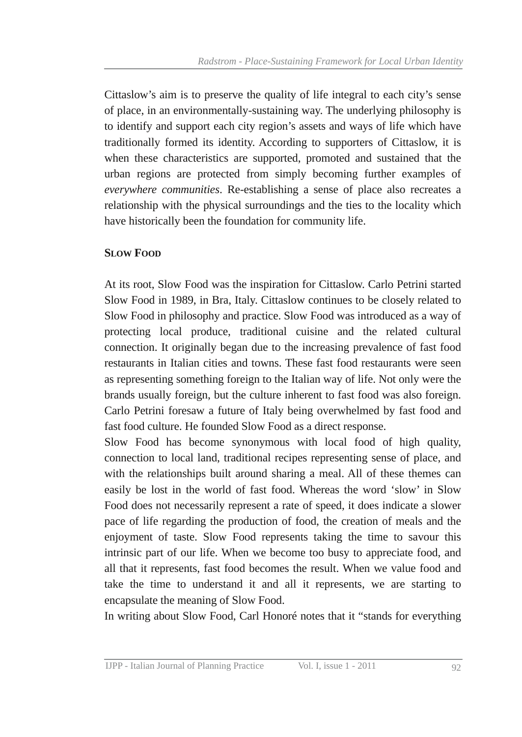Cittaslow's aim is to preserve the quality of life integral to each city's sense of place, in an environmentally-sustaining way. The underlying philosophy is to identify and support each city region's assets and ways of life which have traditionally formed its identity. According to supporters of Cittaslow, it is when these characteristics are supported, promoted and sustained that the urban regions are protected from simply becoming further examples of *everywhere communities*. Re-establishing a sense of place also recreates a relationship with the physical surroundings and the ties to the locality which have historically been the foundation for community life.

## Slow Food

At its root, Slow Food was the inspiration for Cittaslow. Carlo Petrini started Slow Food in 1989, in Bra, Italy. Cittaslow continues to be closely related to Slow Food in philosophy and practice. Slow Food was introduced as a way of protecting local produce, traditional cuisine and the related cultural connection. It originally began due to the increasing prevalence of fast food restaurants in Italian cities and towns. These fast food restaurants were seen as representing something foreign to the Italian way of life. Not only were the brands usually foreign, but the culture inherent to fast food was also foreign. Carlo Petrini foresaw a future of Italy being overwhelmed by fast food and fast food culture. He founded Slow Food as a direct response.

Slow Food has become synonymous with local food of high quality, connection to local land, traditional recipes representing sense of place, and with the relationships built around sharing a meal. All of these themes can easily be lost in the world of fast food. Whereas the word 'slow' in Slow Food does not necessarily represent a rate of speed, it does indicate a slower pace of life regarding the production of food, the creation of meals and the enjoyment of taste. Slow Food represents taking the time to savour this intrinsic part of our life. When we become too busy to appreciate food, and all that it represents, fast food becomes the result. When we value food and take the time to understand it and all it represents, we are starting to encapsulate the meaning of Slow Food.

In writing about Slow Food, Carl Honoré notes that it "stands for everything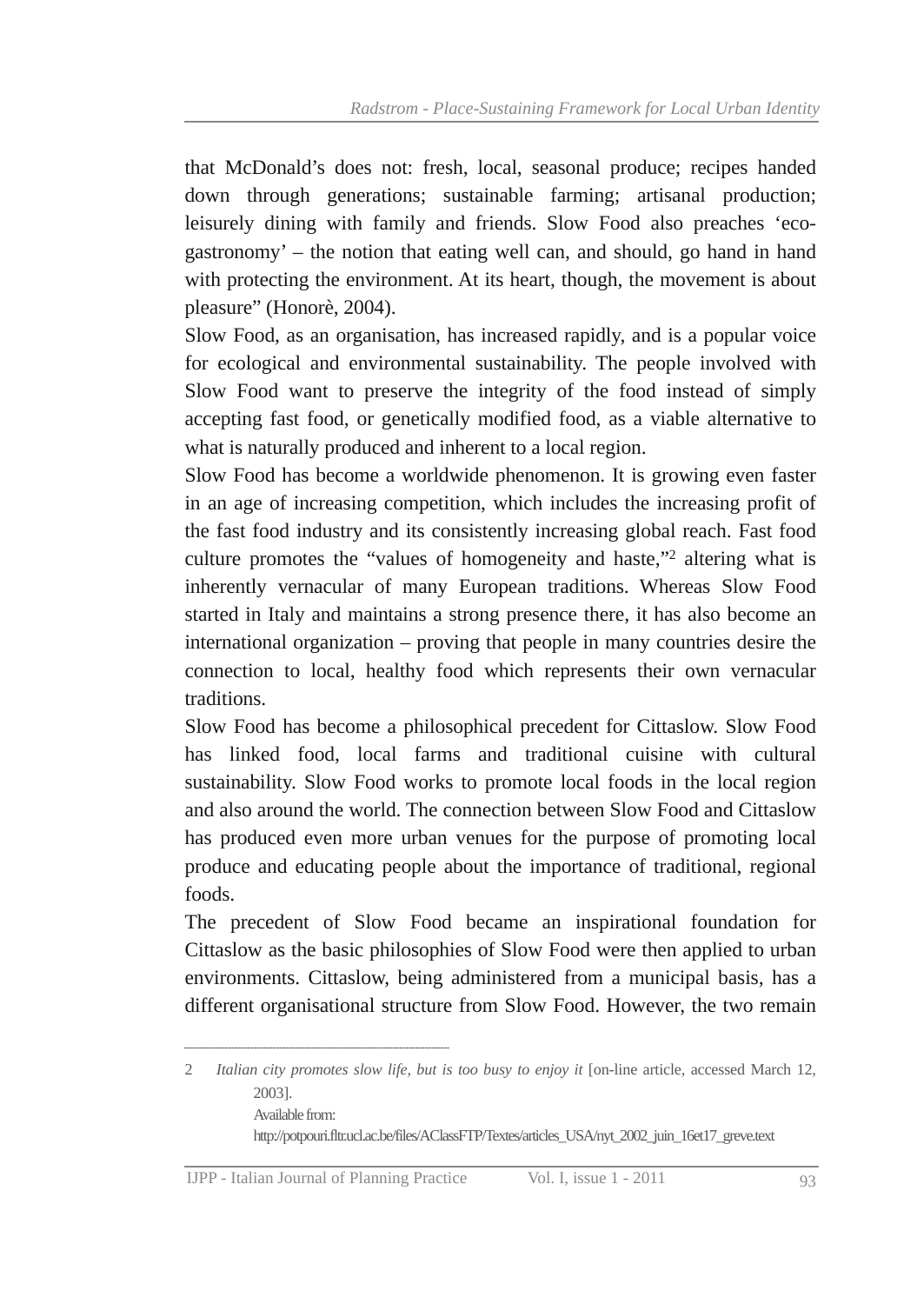that McDonald’s does not: fresh, local, seasonal produce; recipes handed down through generations; sustainable farming; artisanal production; leisurely dining with family and friends. Slow Food also preaches ‘eco-gastronomy’ – the notion that eating well can, and should, go hand in hand with protecting the environment. At its heart, though, the movement is about pleasure” (Honorè, 2004).

Slow Food, as an organisation, has increased rapidly, and is a popular voice for ecological and environmental sustainability. The people involved with Slow Food want to preserve the integrity of the food instead of simply accepting fast food, or genetically modified food, as a viable alternative to what is naturally produced and inherent to a local region.

Slow Food has become a worldwide phenomenon. It is growing even faster in an age of increasing competition, which includes the increasing profit of the fast food industry and its consistently increasing global reach. Fast food culture promotes the “values of homogeneity and haste,”[2] altering what is inherently vernacular of many European traditions. Whereas Slow Food started in Italy and maintains a strong presence there, it has also become an international organization – proving that people in many countries desire the connection to local, healthy food which represents their own vernacular traditions.

Slow Food has become a philosophical precedent for Cittaslow. Slow Food has linked food, local farms and traditional cuisine with cultural sustainability. Slow Food works to promote local foods in the local region and also around the world. The connection between Slow Food and Cittaslow has produced even more urban venues for the purpose of promoting local produce and educating people about the importance of traditional, regional foods.

The precedent of Slow Food became an inspirational foundation for Cittaslow as the basic philosophies of Slow Food were then applied to urban environments. Cittaslow, being administered from a municipal basis, has a different organisational structure from Slow Food. However, the two remain

---

2 *Italian city promotes slow life, but is too busy to enjoy it* [on-line article, accessed March 12, 2003].
Available from:
http://potpouri.fltr.ucl.ac.be/files/AClassFTP/Textes/articles_USA/nyt_2002_juin_16et17_greve.text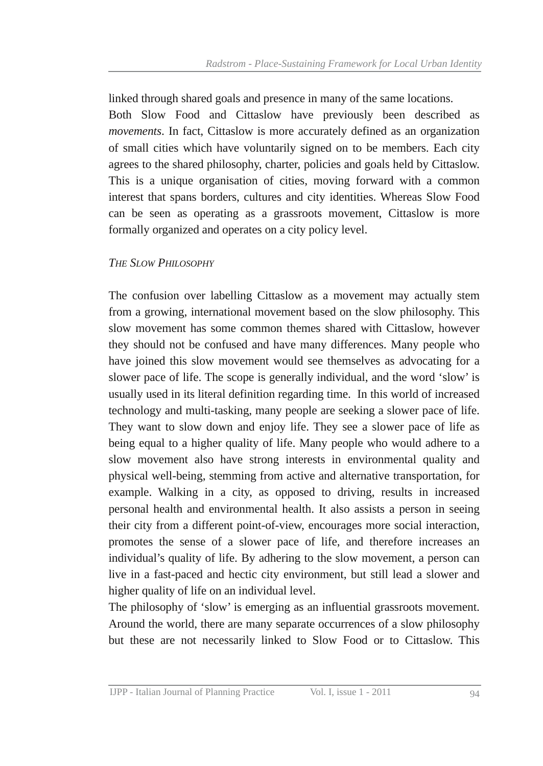linked through shared goals and presence in many of the same locations.

Both Slow Food and Cittaslow have previously been described as *movements*. In fact, Cittaslow is more accurately defined as an organization of small cities which have voluntarily signed on to be members. Each city agrees to the shared philosophy, charter, policies and goals held by Cittaslow. This is a unique organisation of cities, moving forward with a common interest that spans borders, cultures and city identities. Whereas Slow Food can be seen as operating as a grassroots movement, Cittaslow is more formally organized and operates on a city policy level.

### *The Slow Philosophy*

The confusion over labelling Cittaslow as a movement may actually stem from a growing, international movement based on the slow philosophy. This slow movement has some common themes shared with Cittaslow, however they should not be confused and have many differences. Many people who have joined this slow movement would see themselves as advocating for a slower pace of life. The scope is generally individual, and the word 'slow' is usually used in its literal definition regarding time. In this world of increased technology and multi-tasking, many people are seeking a slower pace of life. They want to slow down and enjoy life. They see a slower pace of life as being equal to a higher quality of life. Many people who would adhere to a slow movement also have strong interests in environmental quality and physical well-being, stemming from active and alternative transportation, for example. Walking in a city, as opposed to driving, results in increased personal health and environmental health. It also assists a person in seeing their city from a different point-of-view, encourages more social interaction, promotes the sense of a slower pace of life, and therefore increases an individual's quality of life. By adhering to the slow movement, a person can live in a fast-paced and hectic city environment, but still lead a slower and higher quality of life on an individual level.

The philosophy of 'slow' is emerging as an influential grassroots movement. Around the world, there are many separate occurrences of a slow philosophy but these are not necessarily linked to Slow Food or to Cittaslow. This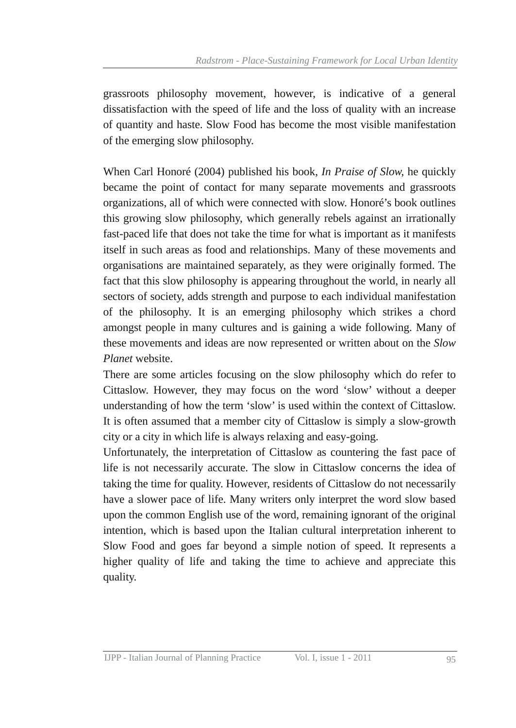grassroots philosophy movement, however, is indicative of a general dissatisfaction with the speed of life and the loss of quality with an increase of quantity and haste. Slow Food has become the most visible manifestation of the emerging slow philosophy.

When Carl Honoré (2004) published his book, *In Praise of Slow*, he quickly became the point of contact for many separate movements and grassroots organizations, all of which were connected with slow. Honoré's book outlines this growing slow philosophy, which generally rebels against an irrationally fast-paced life that does not take the time for what is important as it manifests itself in such areas as food and relationships. Many of these movements and organisations are maintained separately, as they were originally formed. The fact that this slow philosophy is appearing throughout the world, in nearly all sectors of society, adds strength and purpose to each individual manifestation of the philosophy. It is an emerging philosophy which strikes a chord amongst people in many cultures and is gaining a wide following. Many of these movements and ideas are now represented or written about on the *Slow Planet* website.

There are some articles focusing on the slow philosophy which do refer to Cittaslow. However, they may focus on the word 'slow' without a deeper understanding of how the term 'slow' is used within the context of Cittaslow. It is often assumed that a member city of Cittaslow is simply a slow-growth city or a city in which life is always relaxing and easy-going.

Unfortunately, the interpretation of Cittaslow as countering the fast pace of life is not necessarily accurate. The slow in Cittaslow concerns the idea of taking the time for quality. However, residents of Cittaslow do not necessarily have a slower pace of life. Many writers only interpret the word slow based upon the common English use of the word, remaining ignorant of the original intention, which is based upon the Italian cultural interpretation inherent to Slow Food and goes far beyond a simple notion of speed. It represents a higher quality of life and taking the time to achieve and appreciate this quality.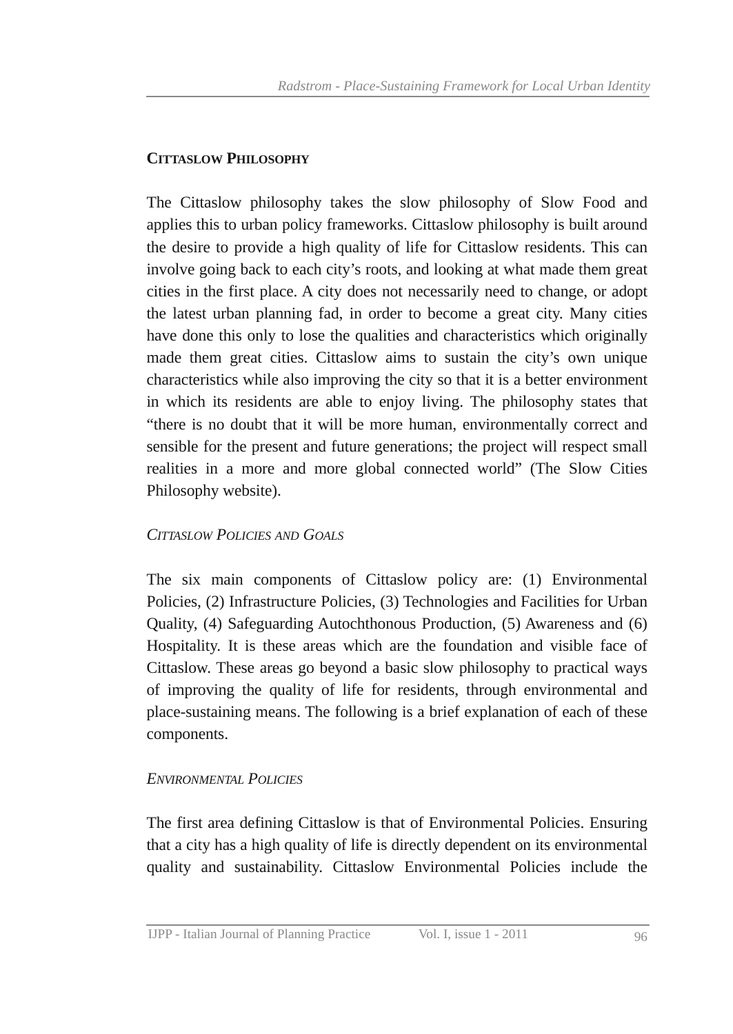## Cittaslow Philosophy

The Cittaslow philosophy takes the slow philosophy of Slow Food and applies this to urban policy frameworks. Cittaslow philosophy is built around the desire to provide a high quality of life for Cittaslow residents. This can involve going back to each city's roots, and looking at what made them great cities in the first place. A city does not necessarily need to change, or adopt the latest urban planning fad, in order to become a great city. Many cities have done this only to lose the qualities and characteristics which originally made them great cities. Cittaslow aims to sustain the city's own unique characteristics while also improving the city so that it is a better environment in which its residents are able to enjoy living. The philosophy states that "there is no doubt that it will be more human, environmentally correct and sensible for the present and future generations; the project will respect small realities in a more and more global connected world" (The Slow Cities Philosophy website).

### *Cittaslow Policies and Goals*

The six main components of Cittaslow policy are: (1) Environmental Policies, (2) Infrastructure Policies, (3) Technologies and Facilities for Urban Quality, (4) Safeguarding Autochthonous Production, (5) Awareness and (6) Hospitality. It is these areas which are the foundation and visible face of Cittaslow. These areas go beyond a basic slow philosophy to practical ways of improving the quality of life for residents, through environmental and place-sustaining means. The following is a brief explanation of each of these components.

### *Environmental Policies*

The first area defining Cittaslow is that of Environmental Policies. Ensuring that a city has a high quality of life is directly dependent on its environmental quality and sustainability. Cittaslow Environmental Policies include the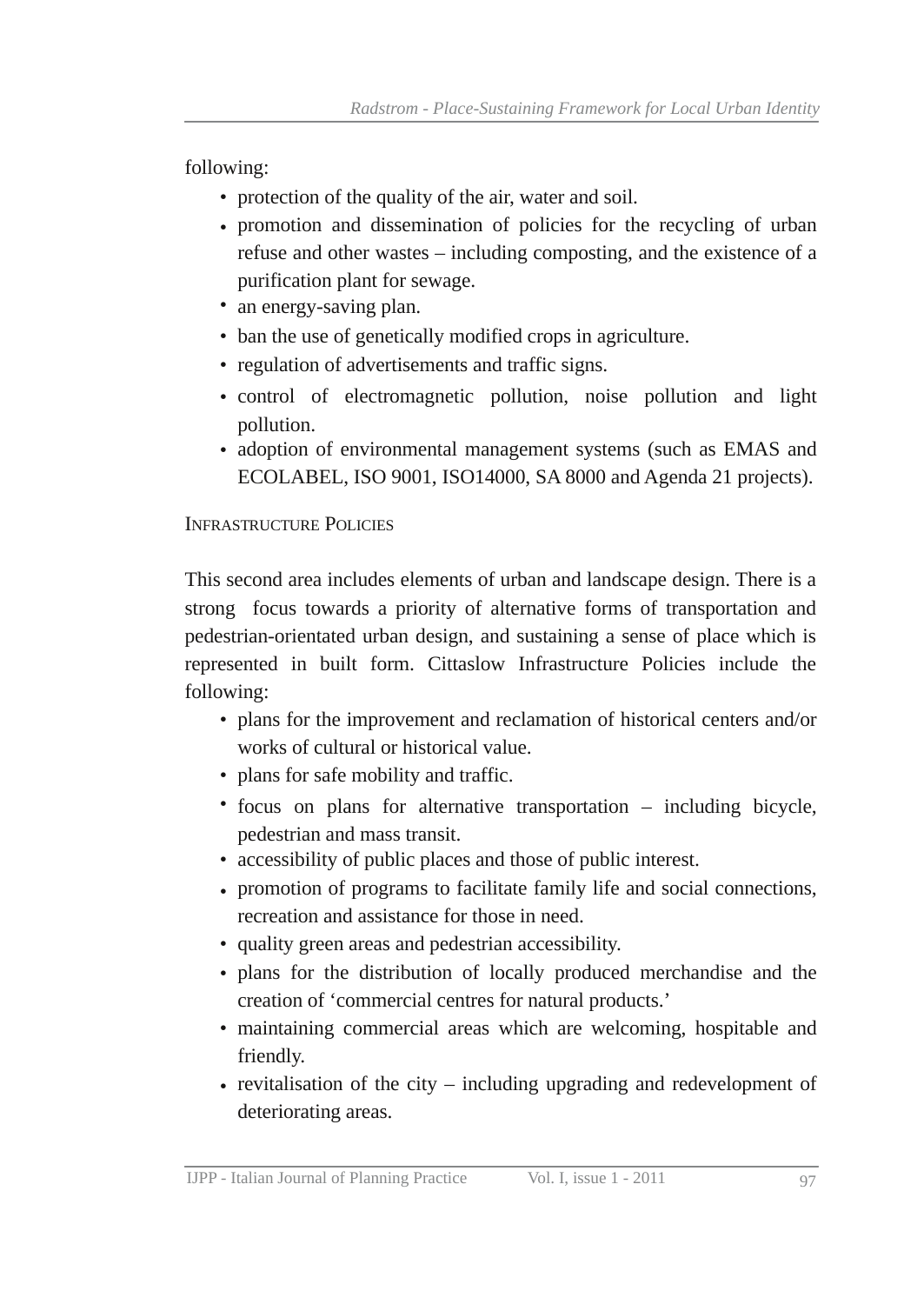following:

- protection of the quality of the air, water and soil.
- promotion and dissemination of policies for the recycling of urban refuse and other wastes – including composting, and the existence of a purification plant for sewage.
- an energy-saving plan.
- ban the use of genetically modified crops in agriculture.
- regulation of advertisements and traffic signs.
- control of electromagnetic pollution, noise pollution and light pollution.
- adoption of environmental management systems (such as EMAS and ECOLABEL, ISO 9001, ISO14000, SA 8000 and Agenda 21 projects).

### Infrastructure Policies

This second area includes elements of urban and landscape design. There is a strong focus towards a priority of alternative forms of transportation and pedestrian-orientated urban design, and sustaining a sense of place which is represented in built form. Cittaslow Infrastructure Policies include the following:

- plans for the improvement and reclamation of historical centers and/or works of cultural or historical value.
- plans for safe mobility and traffic.
- focus on plans for alternative transportation – including bicycle, pedestrian and mass transit.
- accessibility of public places and those of public interest.
- promotion of programs to facilitate family life and social connections, recreation and assistance for those in need.
- quality green areas and pedestrian accessibility.
- plans for the distribution of locally produced merchandise and the creation of 'commercial centres for natural products.'
- maintaining commercial areas which are welcoming, hospitable and friendly.
- revitalisation of the city – including upgrading and redevelopment of deteriorating areas.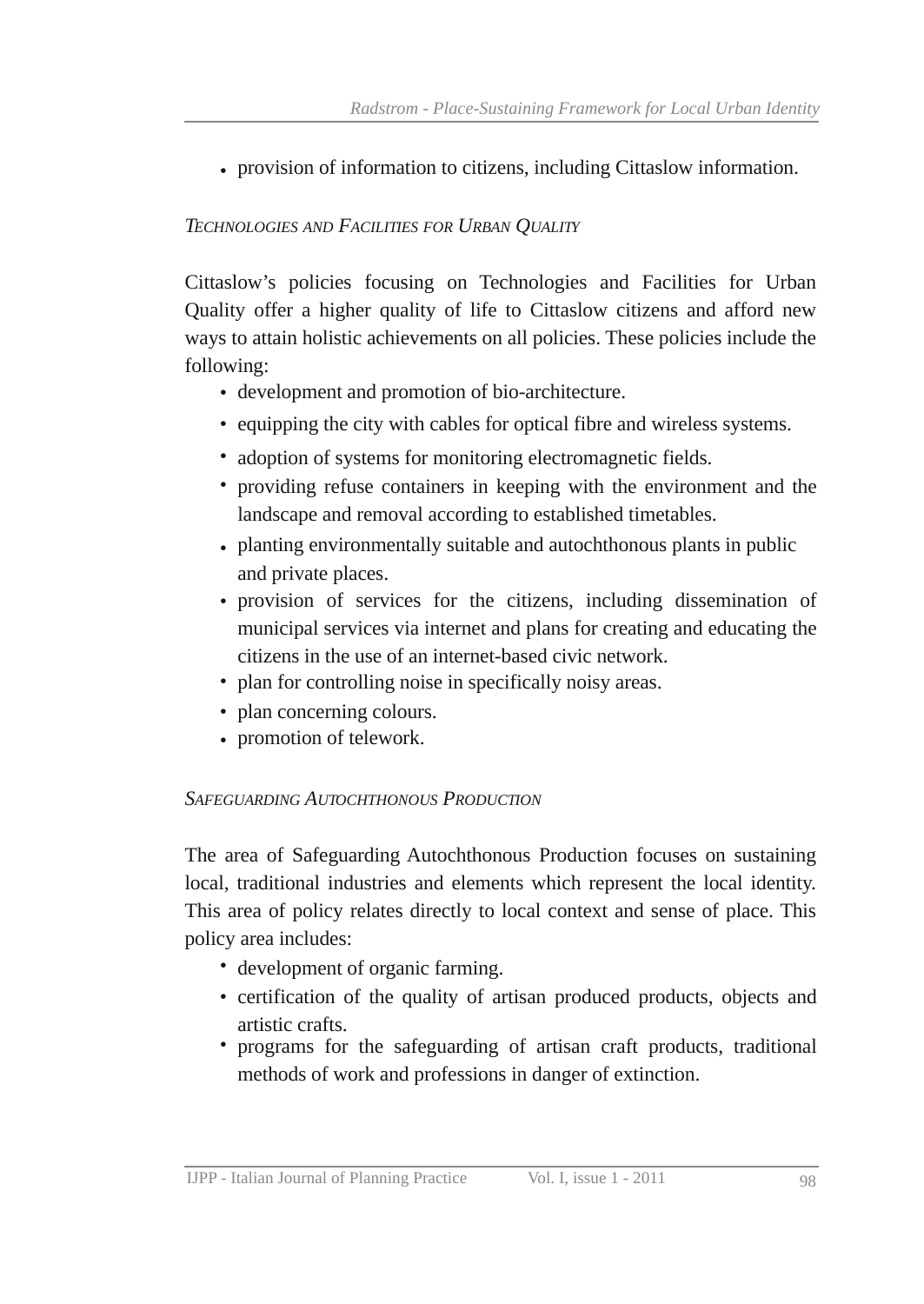- provision of information to citizens, including Cittaslow information.

### *Technologies and Facilities for Urban Quality*

Cittaslow's policies focusing on Technologies and Facilities for Urban Quality offer a higher quality of life to Cittaslow citizens and afford new ways to attain holistic achievements on all policies. These policies include the following:

- development and promotion of bio-architecture.
- equipping the city with cables for optical fibre and wireless systems.
- adoption of systems for monitoring electromagnetic fields.
- providing refuse containers in keeping with the environment and the landscape and removal according to established timetables.
- planting environmentally suitable and autochthonous plants in public and private places.
- provision of services for the citizens, including dissemination of municipal services via internet and plans for creating and educating the citizens in the use of an internet-based civic network.
- plan for controlling noise in specifically noisy areas.
- plan concerning colours.
- promotion of telework.

### *Safeguarding Autochthonous Production*

The area of Safeguarding Autochthonous Production focuses on sustaining local, traditional industries and elements which represent the local identity. This area of policy relates directly to local context and sense of place. This policy area includes:

- development of organic farming.
- certification of the quality of artisan produced products, objects and artistic crafts.
- programs for the safeguarding of artisan craft products, traditional methods of work and professions in danger of extinction.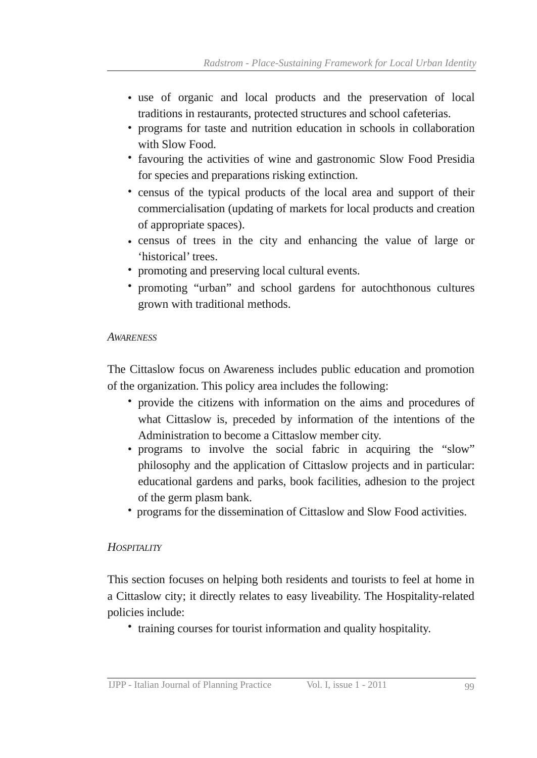- use of organic and local products and the preservation of local traditions in restaurants, protected structures and school cafeterias.
- programs for taste and nutrition education in schools in collaboration with Slow Food.
- favouring the activities of wine and gastronomic Slow Food Presidia for species and preparations risking extinction.
- census of the typical products of the local area and support of their commercialisation (updating of markets for local products and creation of appropriate spaces).
- census of trees in the city and enhancing the value of large or 'historical' trees.
- promoting and preserving local cultural events.
- promoting "urban" and school gardens for autochthonous cultures grown with traditional methods.

### *Awareness*

The Cittaslow focus on Awareness includes public education and promotion of the organization. This policy area includes the following:

- provide the citizens with information on the aims and procedures of what Cittaslow is, preceded by information of the intentions of the Administration to become a Cittaslow member city.
- programs to involve the social fabric in acquiring the "slow" philosophy and the application of Cittaslow projects and in particular: educational gardens and parks, book facilities, adhesion to the project of the germ plasm bank.
- programs for the dissemination of Cittaslow and Slow Food activities.

### *Hospitality*

This section focuses on helping both residents and tourists to feel at home in a Cittaslow city; it directly relates to easy liveability. The Hospitality-related policies include:

- training courses for tourist information and quality hospitality.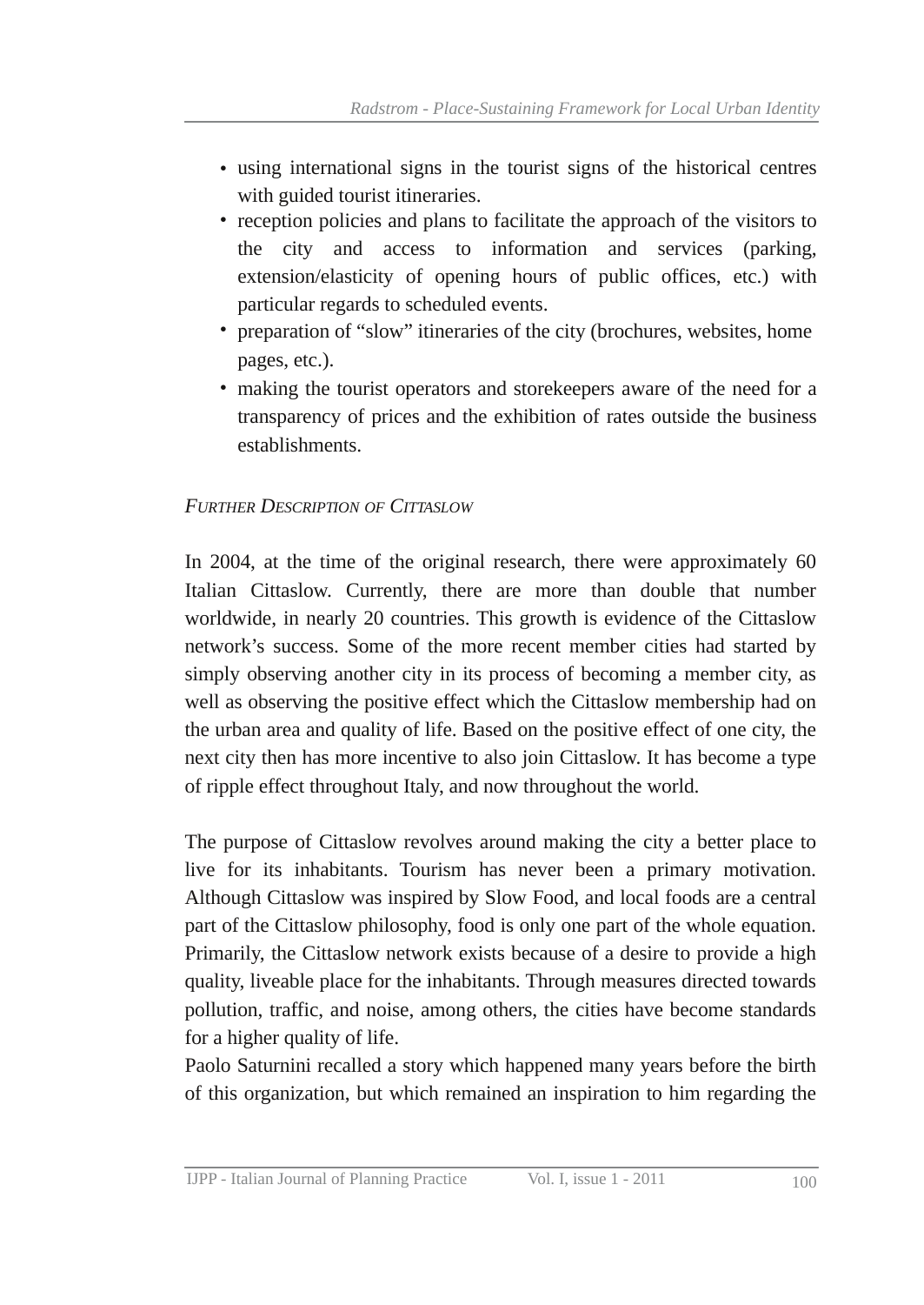- using international signs in the tourist signs of the historical centres with guided tourist itineraries.
- reception policies and plans to facilitate the approach of the visitors to the city and access to information and services (parking, extension/elasticity of opening hours of public offices, etc.) with particular regards to scheduled events.
- preparation of "slow" itineraries of the city (brochures, websites, home pages, etc.).
- making the tourist operators and storekeepers aware of the need for a transparency of prices and the exhibition of rates outside the business establishments.

## *Further Description of Cittaslow*

In 2004, at the time of the original research, there were approximately 60 Italian Cittaslow. Currently, there are more than double that number worldwide, in nearly 20 countries. This growth is evidence of the Cittaslow network's success. Some of the more recent member cities had started by simply observing another city in its process of becoming a member city, as well as observing the positive effect which the Cittaslow membership had on the urban area and quality of life. Based on the positive effect of one city, the next city then has more incentive to also join Cittaslow. It has become a type of ripple effect throughout Italy, and now throughout the world.

The purpose of Cittaslow revolves around making the city a better place to live for its inhabitants. Tourism has never been a primary motivation. Although Cittaslow was inspired by Slow Food, and local foods are a central part of the Cittaslow philosophy, food is only one part of the whole equation. Primarily, the Cittaslow network exists because of a desire to provide a high quality, liveable place for the inhabitants. Through measures directed towards pollution, traffic, and noise, among others, the cities have become standards for a higher quality of life.

Paolo Saturnini recalled a story which happened many years before the birth of this organization, but which remained an inspiration to him regarding the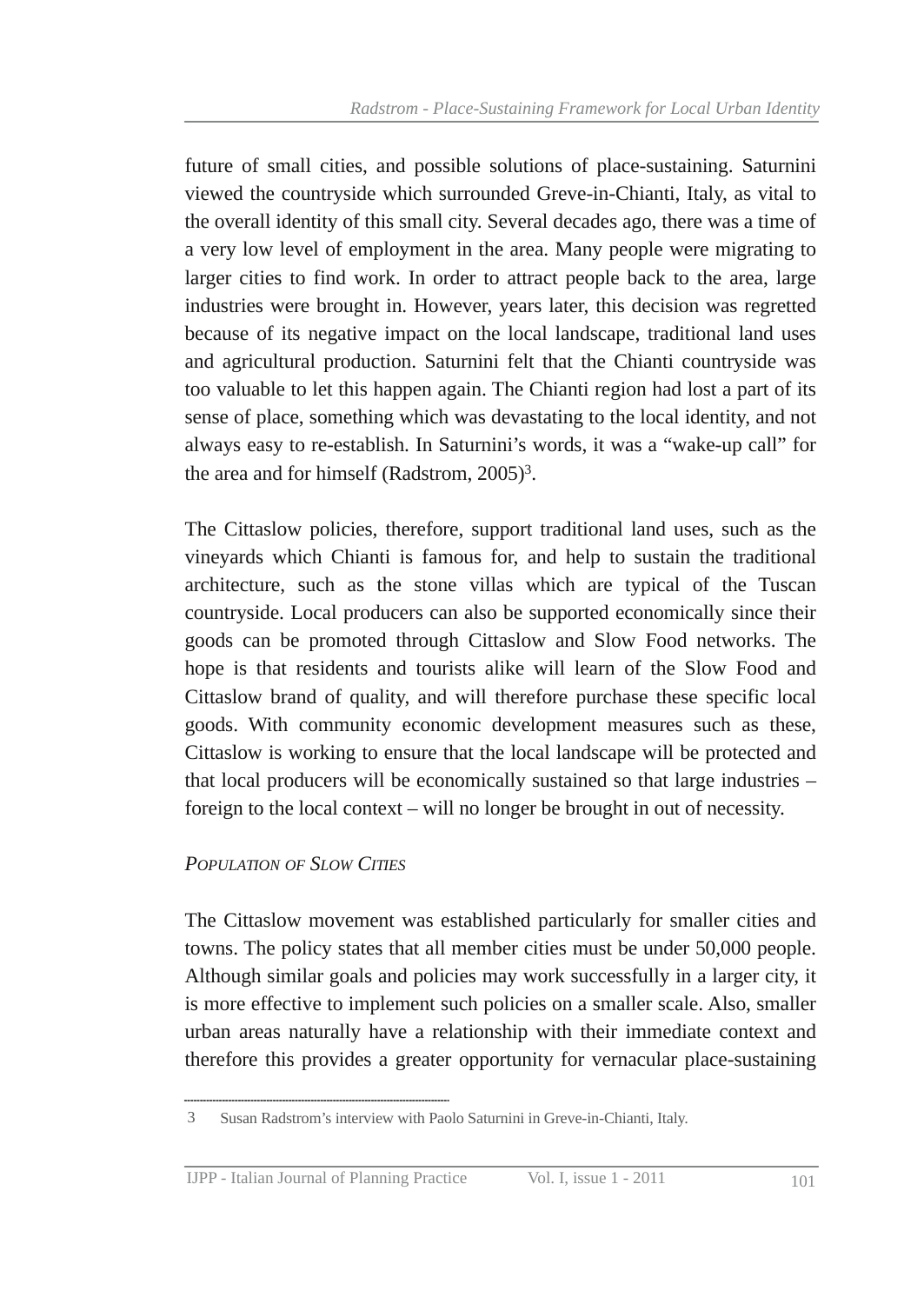future of small cities, and possible solutions of place-sustaining. Saturnini viewed the countryside which surrounded Greve-in-Chianti, Italy, as vital to the overall identity of this small city. Several decades ago, there was a time of a very low level of employment in the area. Many people were migrating to larger cities to find work. In order to attract people back to the area, large industries were brought in. However, years later, this decision was regretted because of its negative impact on the local landscape, traditional land uses and agricultural production. Saturnini felt that the Chianti countryside was too valuable to let this happen again. The Chianti region had lost a part of its sense of place, something which was devastating to the local identity, and not always easy to re-establish. In Saturnini's words, it was a "wake-up call" for the area and for himself (Radstrom, 2005)[3].

The Cittaslow policies, therefore, support traditional land uses, such as the vineyards which Chianti is famous for, and help to sustain the traditional architecture, such as the stone villas which are typical of the Tuscan countryside. Local producers can also be supported economically since their goods can be promoted through Cittaslow and Slow Food networks. The hope is that residents and tourists alike will learn of the Slow Food and Cittaslow brand of quality, and will therefore purchase these specific local goods. With community economic development measures such as these, Cittaslow is working to ensure that the local landscape will be protected and that local producers will be economically sustained so that large industries – foreign to the local context – will no longer be brought in out of necessity.

### *Population of Slow Cities*

The Cittaslow movement was established particularly for smaller cities and towns. The policy states that all member cities must be under 50,000 people. Although similar goals and policies may work successfully in a larger city, it is more effective to implement such policies on a smaller scale. Also, smaller urban areas naturally have a relationship with their immediate context and therefore this provides a greater opportunity for vernacular place-sustaining

---

3 Susan Radstrom's interview with Paolo Saturnini in Greve-in-Chianti, Italy.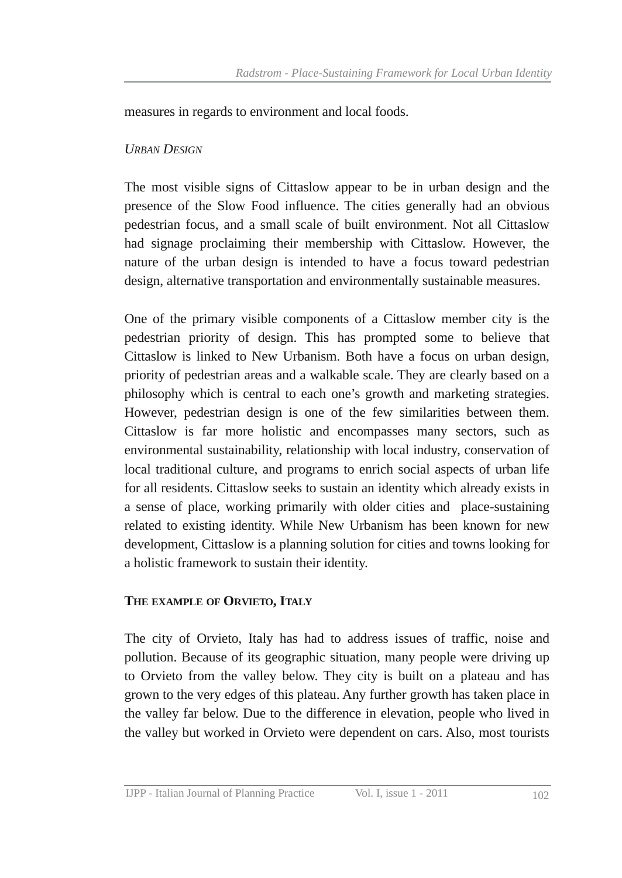measures in regards to environment and local foods.

### *Urban Design*

The most visible signs of Cittaslow appear to be in urban design and the presence of the Slow Food influence. The cities generally had an obvious pedestrian focus, and a small scale of built environment. Not all Cittaslow had signage proclaiming their membership with Cittaslow. However, the nature of the urban design is intended to have a focus toward pedestrian design, alternative transportation and environmentally sustainable measures.

One of the primary visible components of a Cittaslow member city is the pedestrian priority of design. This has prompted some to believe that Cittaslow is linked to New Urbanism. Both have a focus on urban design, priority of pedestrian areas and a walkable scale. They are clearly based on a philosophy which is central to each one's growth and marketing strategies. However, pedestrian design is one of the few similarities between them. Cittaslow is far more holistic and encompasses many sectors, such as environmental sustainability, relationship with local industry, conservation of local traditional culture, and programs to enrich social aspects of urban life for all residents. Cittaslow seeks to sustain an identity which already exists in a sense of place, working primarily with older cities and place-sustaining related to existing identity. While New Urbanism has been known for new development, Cittaslow is a planning solution for cities and towns looking for a holistic framework to sustain their identity.

## **The example of Orvieto, Italy**

The city of Orvieto, Italy has had to address issues of traffic, noise and pollution. Because of its geographic situation, many people were driving up to Orvieto from the valley below. They city is built on a plateau and has grown to the very edges of this plateau. Any further growth has taken place in the valley far below. Due to the difference in elevation, people who lived in the valley but worked in Orvieto were dependent on cars. Also, most tourists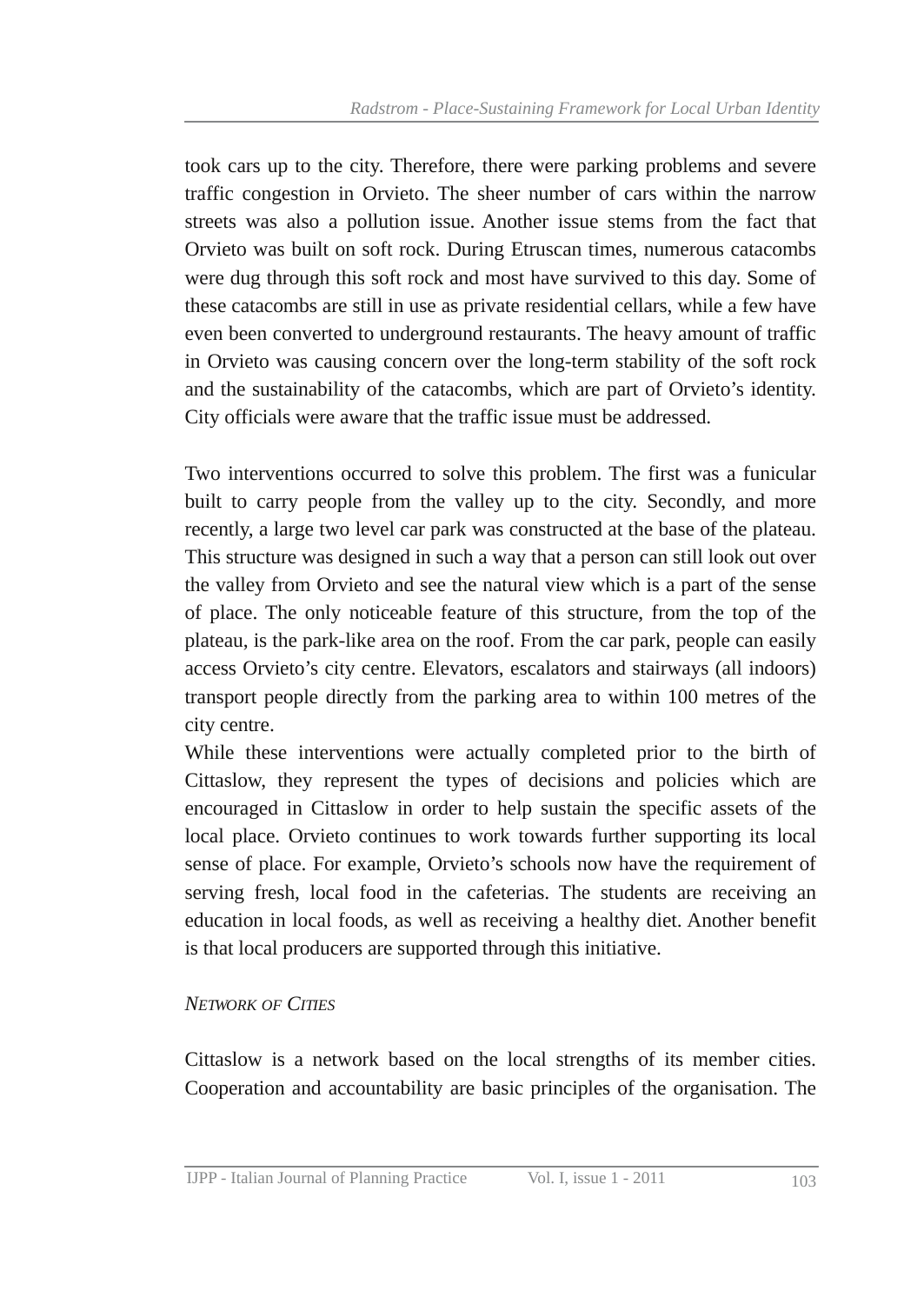took cars up to the city. Therefore, there were parking problems and severe traffic congestion in Orvieto. The sheer number of cars within the narrow streets was also a pollution issue. Another issue stems from the fact that Orvieto was built on soft rock. During Etruscan times, numerous catacombs were dug through this soft rock and most have survived to this day. Some of these catacombs are still in use as private residential cellars, while a few have even been converted to underground restaurants. The heavy amount of traffic in Orvieto was causing concern over the long-term stability of the soft rock and the sustainability of the catacombs, which are part of Orvieto's identity. City officials were aware that the traffic issue must be addressed.

Two interventions occurred to solve this problem. The first was a funicular built to carry people from the valley up to the city. Secondly, and more recently, a large two level car park was constructed at the base of the plateau. This structure was designed in such a way that a person can still look out over the valley from Orvieto and see the natural view which is a part of the sense of place. The only noticeable feature of this structure, from the top of the plateau, is the park-like area on the roof. From the car park, people can easily access Orvieto's city centre. Elevators, escalators and stairways (all indoors) transport people directly from the parking area to within 100 metres of the city centre.

While these interventions were actually completed prior to the birth of Cittaslow, they represent the types of decisions and policies which are encouraged in Cittaslow in order to help sustain the specific assets of the local place. Orvieto continues to work towards further supporting its local sense of place. For example, Orvieto's schools now have the requirement of serving fresh, local food in the cafeterias. The students are receiving an education in local foods, as well as receiving a healthy diet. Another benefit is that local producers are supported through this initiative.

### *Network of Cities*

Cittaslow is a network based on the local strengths of its member cities. Cooperation and accountability are basic principles of the organisation. The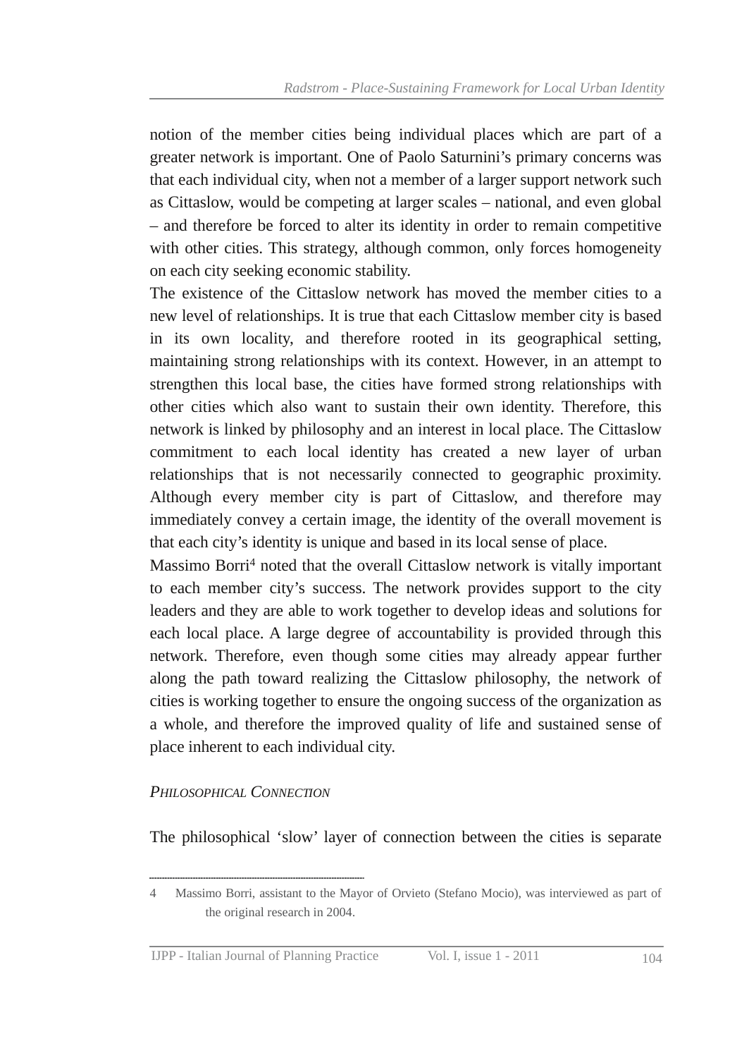notion of the member cities being individual places which are part of a greater network is important. One of Paolo Saturnini's primary concerns was that each individual city, when not a member of a larger support network such as Cittaslow, would be competing at larger scales – national, and even global – and therefore be forced to alter its identity in order to remain competitive with other cities. This strategy, although common, only forces homogeneity on each city seeking economic stability.

The existence of the Cittaslow network has moved the member cities to a new level of relationships. It is true that each Cittaslow member city is based in its own locality, and therefore rooted in its geographical setting, maintaining strong relationships with its context. However, in an attempt to strengthen this local base, the cities have formed strong relationships with other cities which also want to sustain their own identity. Therefore, this network is linked by philosophy and an interest in local place. The Cittaslow commitment to each local identity has created a new layer of urban relationships that is not necessarily connected to geographic proximity. Although every member city is part of Cittaslow, and therefore may immediately convey a certain image, the identity of the overall movement is that each city's identity is unique and based in its local sense of place.

Massimo Borri[4] noted that the overall Cittaslow network is vitally important to each member city's success. The network provides support to the city leaders and they are able to work together to develop ideas and solutions for each local place. A large degree of accountability is provided through this network. Therefore, even though some cities may already appear further along the path toward realizing the Cittaslow philosophy, the network of cities is working together to ensure the ongoing success of the organization as a whole, and therefore the improved quality of life and sustained sense of place inherent to each individual city.

### *Philosophical Connection*

The philosophical 'slow' layer of connection between the cities is separate

---

4 Massimo Borri, assistant to the Mayor of Orvieto (Stefano Mocio), was interviewed as part of the original research in 2004.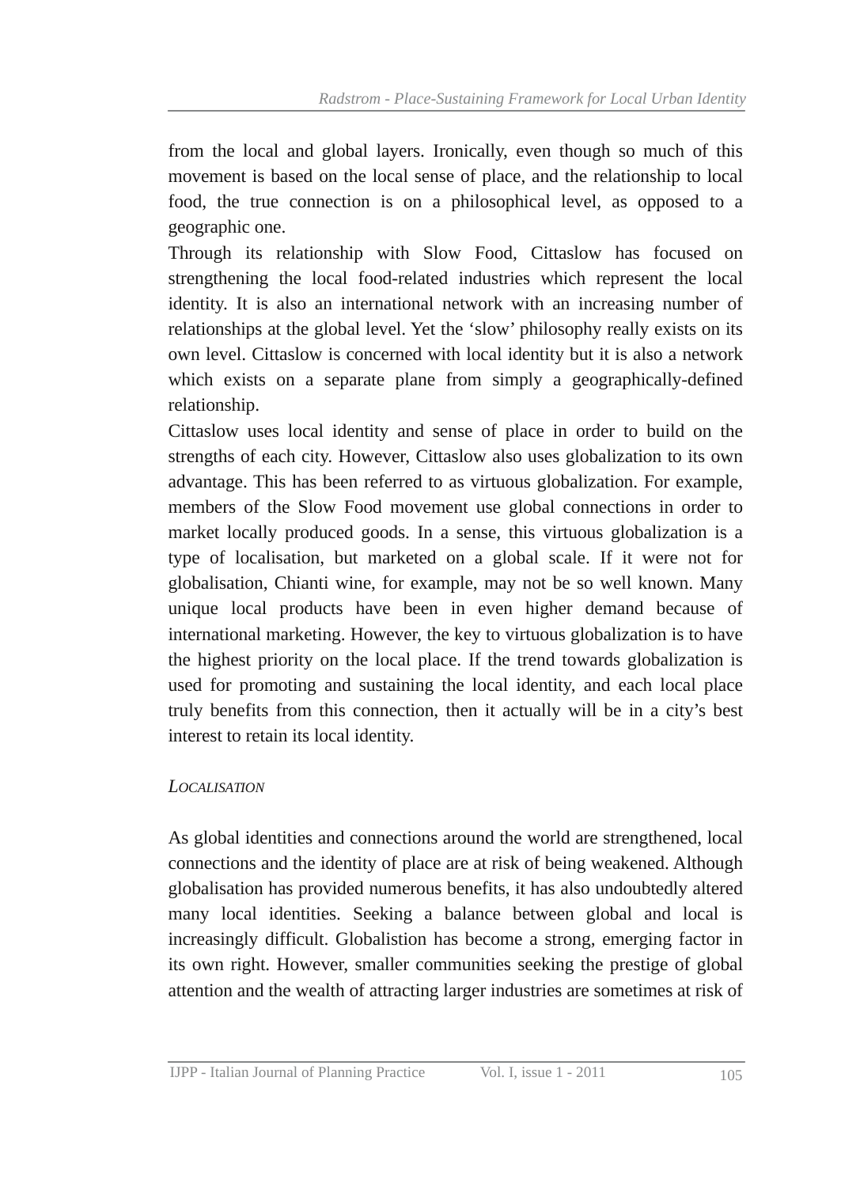from the local and global layers. Ironically, even though so much of this movement is based on the local sense of place, and the relationship to local food, the true connection is on a philosophical level, as opposed to a geographic one.

Through its relationship with Slow Food, Cittaslow has focused on strengthening the local food-related industries which represent the local identity. It is also an international network with an increasing number of relationships at the global level. Yet the 'slow' philosophy really exists on its own level. Cittaslow is concerned with local identity but it is also a network which exists on a separate plane from simply a geographically-defined relationship.

Cittaslow uses local identity and sense of place in order to build on the strengths of each city. However, Cittaslow also uses globalization to its own advantage. This has been referred to as virtuous globalization. For example, members of the Slow Food movement use global connections in order to market locally produced goods. In a sense, this virtuous globalization is a type of localisation, but marketed on a global scale. If it were not for globalisation, Chianti wine, for example, may not be so well known. Many unique local products have been in even higher demand because of international marketing. However, the key to virtuous globalization is to have the highest priority on the local place. If the trend towards globalization is used for promoting and sustaining the local identity, and each local place truly benefits from this connection, then it actually will be in a city's best interest to retain its local identity.

### *Localisation*

As global identities and connections around the world are strengthened, local connections and the identity of place are at risk of being weakened. Although globalisation has provided numerous benefits, it has also undoubtedly altered many local identities. Seeking a balance between global and local is increasingly difficult. Globalistion has become a strong, emerging factor in its own right. However, smaller communities seeking the prestige of global attention and the wealth of attracting larger industries are sometimes at risk of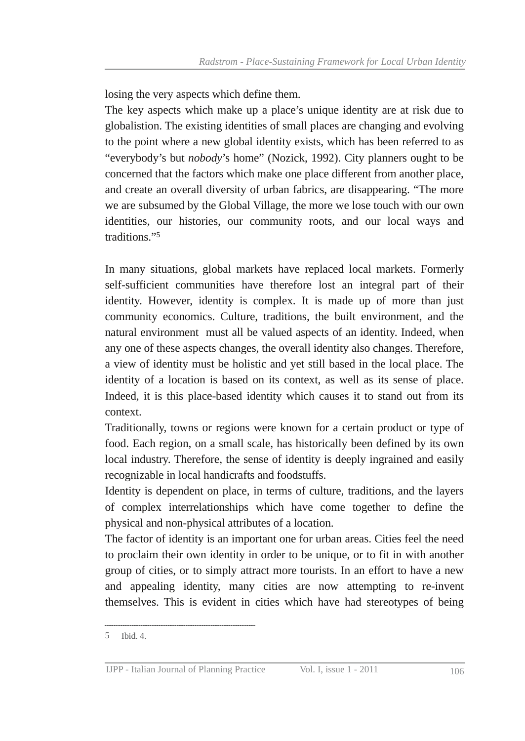losing the very aspects which define them.

The key aspects which make up a place's unique identity are at risk due to globalistion. The existing identities of small places are changing and evolving to the point where a new global identity exists, which has been referred to as "everybody's but *nobody*'s home" (Nozick, 1992). City planners ought to be concerned that the factors which make one place different from another place, and create an overall diversity of urban fabrics, are disappearing. "The more we are subsumed by the Global Village, the more we lose touch with our own identities, our histories, our community roots, and our local ways and traditions."[5]

In many situations, global markets have replaced local markets. Formerly self-sufficient communities have therefore lost an integral part of their identity. However, identity is complex. It is made up of more than just community economics. Culture, traditions, the built environment, and the natural environment must all be valued aspects of an identity. Indeed, when any one of these aspects changes, the overall identity also changes. Therefore, a view of identity must be holistic and yet still based in the local place. The identity of a location is based on its context, as well as its sense of place. Indeed, it is this place-based identity which causes it to stand out from its context.

Traditionally, towns or regions were known for a certain product or type of food. Each region, on a small scale, has historically been defined by its own local industry. Therefore, the sense of identity is deeply ingrained and easily recognizable in local handicrafts and foodstuffs.

Identity is dependent on place, in terms of culture, traditions, and the layers of complex interrelationships which have come together to define the physical and non-physical attributes of a location.

The factor of identity is an important one for urban areas. Cities feel the need to proclaim their own identity in order to be unique, or to fit in with another group of cities, or to simply attract more tourists. In an effort to have a new and appealing identity, many cities are now attempting to re-invent themselves. This is evident in cities which have had stereotypes of being

---

5 Ibid. 4.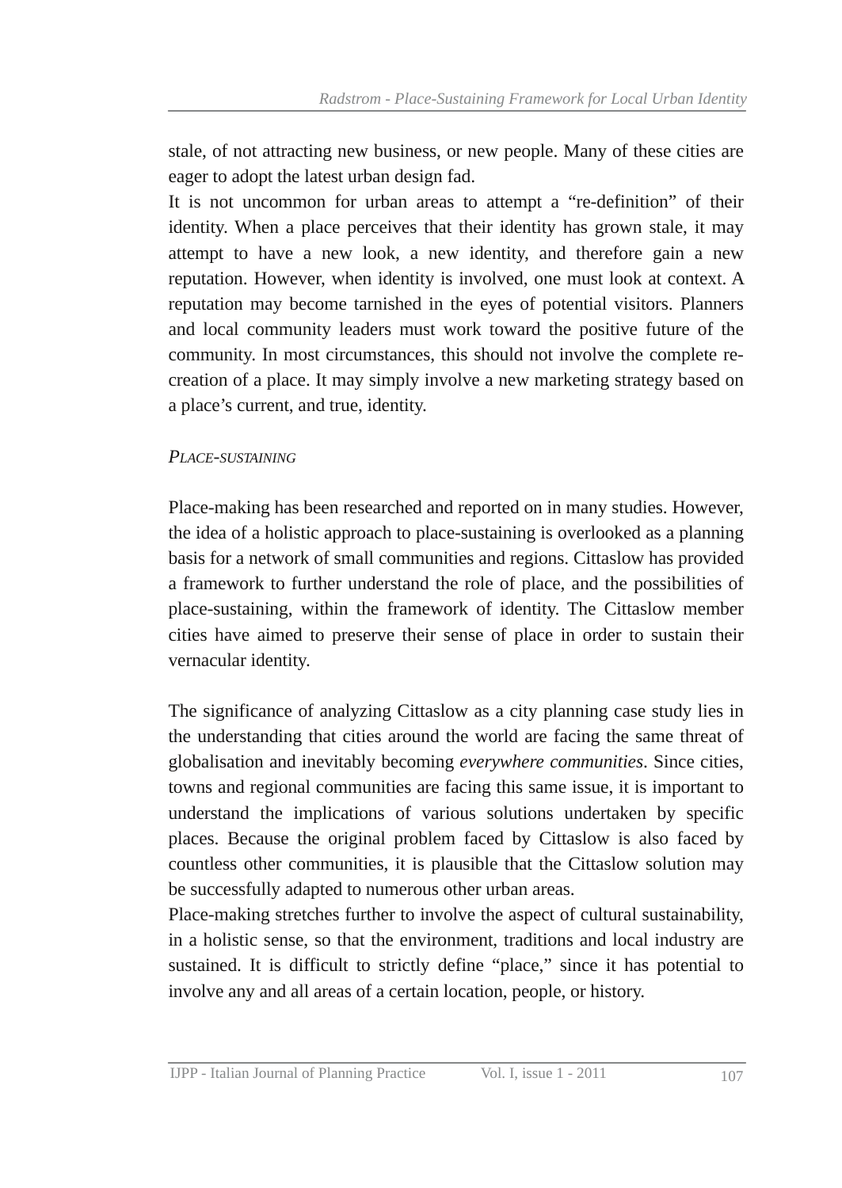stale, of not attracting new business, or new people. Many of these cities are eager to adopt the latest urban design fad.

It is not uncommon for urban areas to attempt a “re-definition” of their identity. When a place perceives that their identity has grown stale, it may attempt to have a new look, a new identity, and therefore gain a new reputation. However, when identity is involved, one must look at context. A reputation may become tarnished in the eyes of potential visitors. Planners and local community leaders must work toward the positive future of the community. In most circumstances, this should not involve the complete re-creation of a place. It may simply involve a new marketing strategy based on a place’s current, and true, identity.

### *Place-sustaining*

Place-making has been researched and reported on in many studies. However, the idea of a holistic approach to place-sustaining is overlooked as a planning basis for a network of small communities and regions. Cittaslow has provided a framework to further understand the role of place, and the possibilities of place-sustaining, within the framework of identity. The Cittaslow member cities have aimed to preserve their sense of place in order to sustain their vernacular identity.

The significance of analyzing Cittaslow as a city planning case study lies in the understanding that cities around the world are facing the same threat of globalisation and inevitably becoming *everywhere communities*. Since cities, towns and regional communities are facing this same issue, it is important to understand the implications of various solutions undertaken by specific places. Because the original problem faced by Cittaslow is also faced by countless other communities, it is plausible that the Cittaslow solution may be successfully adapted to numerous other urban areas.

Place-making stretches further to involve the aspect of cultural sustainability, in a holistic sense, so that the environment, traditions and local industry are sustained. It is difficult to strictly define “place,” since it has potential to involve any and all areas of a certain location, people, or history.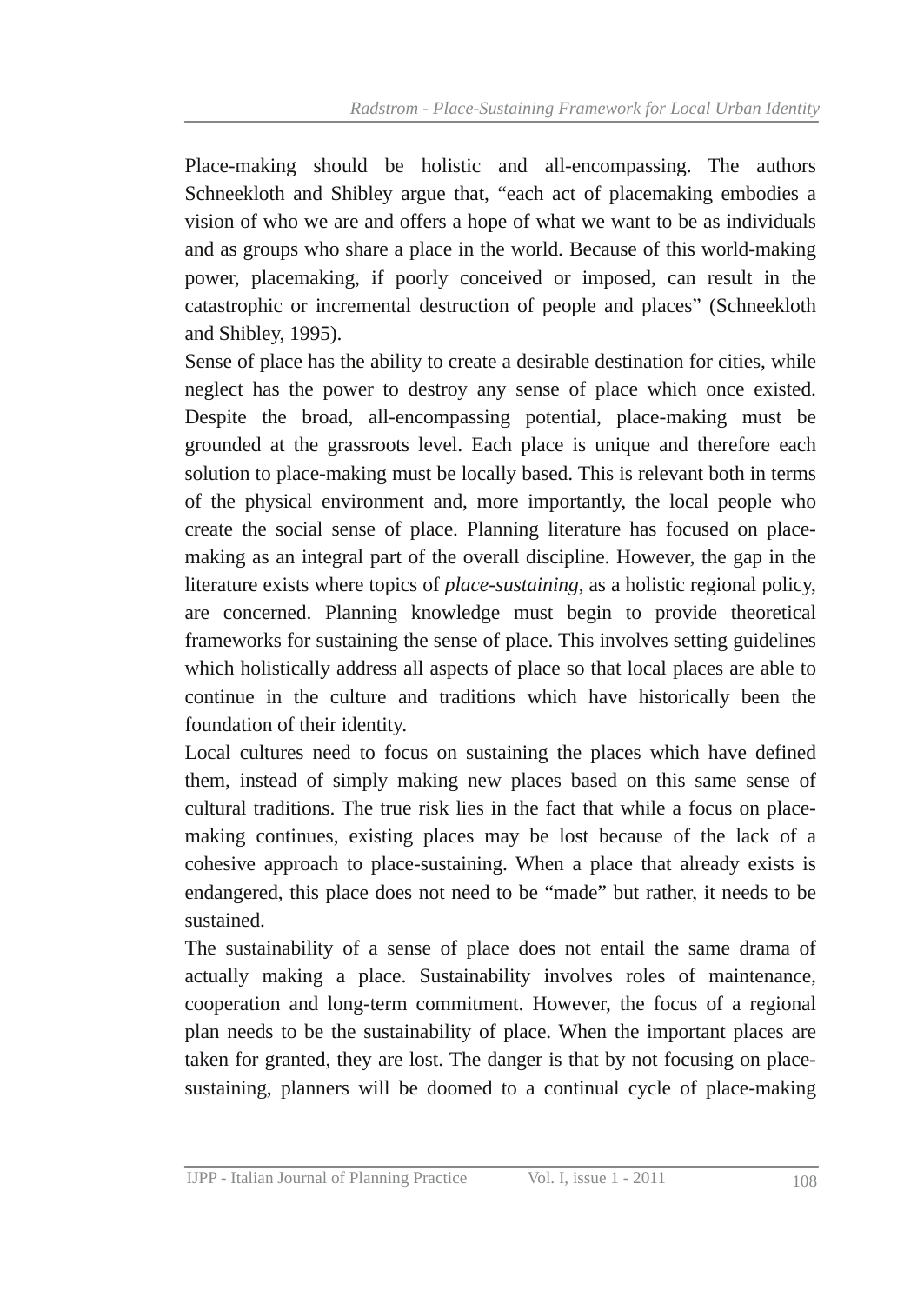Place-making should be holistic and all-encompassing. The authors Schneekloth and Shibley argue that, "each act of placemaking embodies a vision of who we are and offers a hope of what we want to be as individuals and as groups who share a place in the world. Because of this world-making power, placemaking, if poorly conceived or imposed, can result in the catastrophic or incremental destruction of people and places" (Schneekloth and Shibley, 1995).

Sense of place has the ability to create a desirable destination for cities, while neglect has the power to destroy any sense of place which once existed. Despite the broad, all-encompassing potential, place-making must be grounded at the grassroots level. Each place is unique and therefore each solution to place-making must be locally based. This is relevant both in terms of the physical environment and, more importantly, the local people who create the social sense of place. Planning literature has focused on place-making as an integral part of the overall discipline. However, the gap in the literature exists where topics of *place-sustaining*, as a holistic regional policy, are concerned. Planning knowledge must begin to provide theoretical frameworks for sustaining the sense of place. This involves setting guidelines which holistically address all aspects of place so that local places are able to continue in the culture and traditions which have historically been the foundation of their identity.

Local cultures need to focus on sustaining the places which have defined them, instead of simply making new places based on this same sense of cultural traditions. The true risk lies in the fact that while a focus on place-making continues, existing places may be lost because of the lack of a cohesive approach to place-sustaining. When a place that already exists is endangered, this place does not need to be "made" but rather, it needs to be sustained.

The sustainability of a sense of place does not entail the same drama of actually making a place. Sustainability involves roles of maintenance, cooperation and long-term commitment. However, the focus of a regional plan needs to be the sustainability of place. When the important places are taken for granted, they are lost. The danger is that by not focusing on place-sustaining, planners will be doomed to a continual cycle of place-making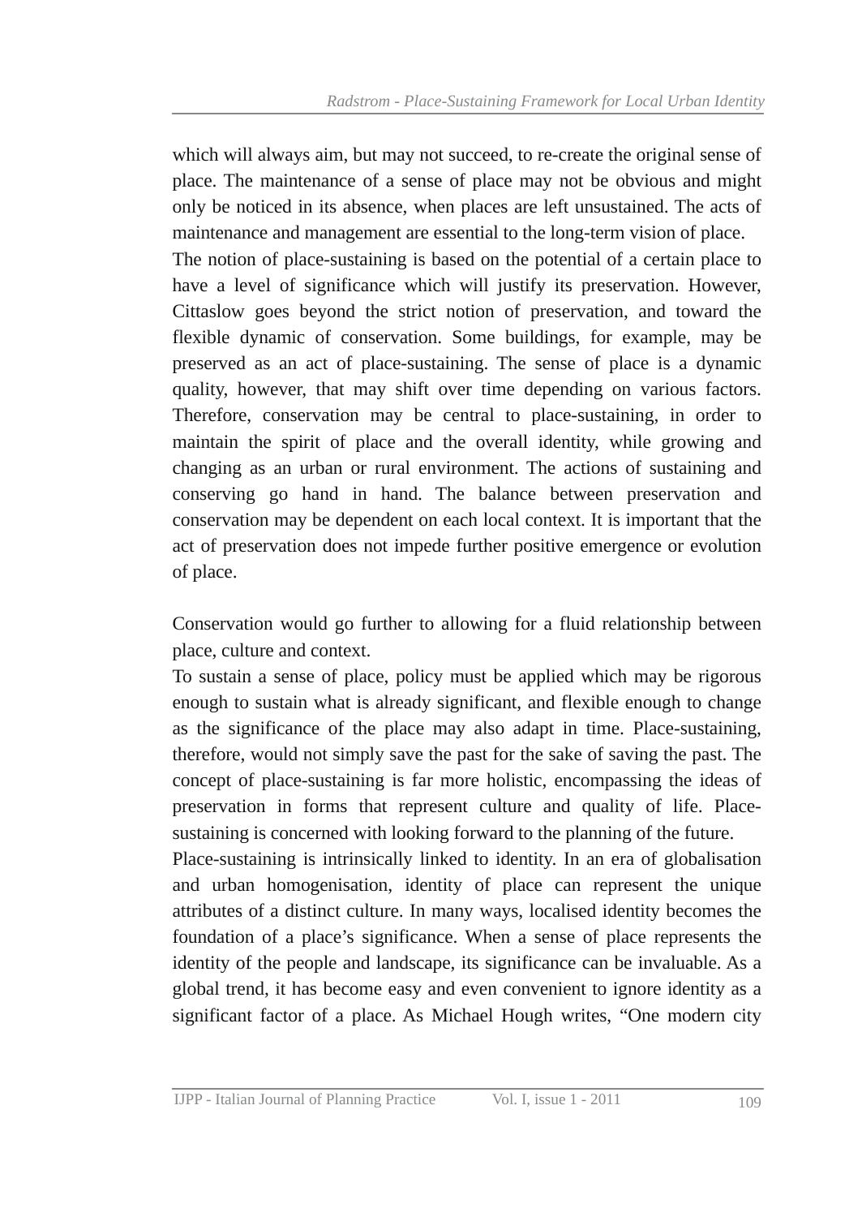which will always aim, but may not succeed, to re-create the original sense of place. The maintenance of a sense of place may not be obvious and might only be noticed in its absence, when places are left unsustained. The acts of maintenance and management are essential to the long-term vision of place.

The notion of place-sustaining is based on the potential of a certain place to have a level of significance which will justify its preservation. However, Cittaslow goes beyond the strict notion of preservation, and toward the flexible dynamic of conservation. Some buildings, for example, may be preserved as an act of place-sustaining. The sense of place is a dynamic quality, however, that may shift over time depending on various factors. Therefore, conservation may be central to place-sustaining, in order to maintain the spirit of place and the overall identity, while growing and changing as an urban or rural environment. The actions of sustaining and conserving go hand in hand. The balance between preservation and conservation may be dependent on each local context. It is important that the act of preservation does not impede further positive emergence or evolution of place.

Conservation would go further to allowing for a fluid relationship between place, culture and context.

To sustain a sense of place, policy must be applied which may be rigorous enough to sustain what is already significant, and flexible enough to change as the significance of the place may also adapt in time. Place-sustaining, therefore, would not simply save the past for the sake of saving the past. The concept of place-sustaining is far more holistic, encompassing the ideas of preservation in forms that represent culture and quality of life. Place-sustaining is concerned with looking forward to the planning of the future.

Place-sustaining is intrinsically linked to identity. In an era of globalisation and urban homogenisation, identity of place can represent the unique attributes of a distinct culture. In many ways, localised identity becomes the foundation of a place's significance. When a sense of place represents the identity of the people and landscape, its significance can be invaluable. As a global trend, it has become easy and even convenient to ignore identity as a significant factor of a place. As Michael Hough writes, "One modern city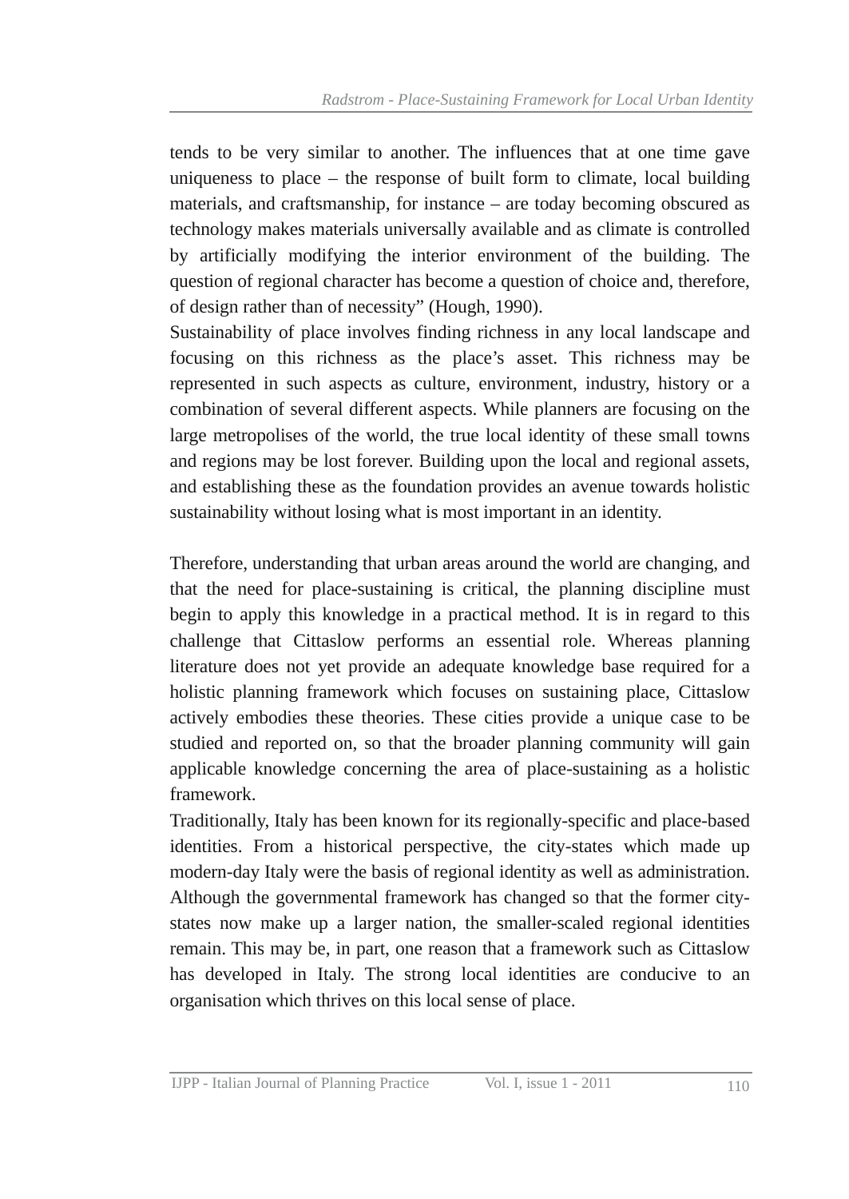tends to be very similar to another. The influences that at one time gave uniqueness to place – the response of built form to climate, local building materials, and craftsmanship, for instance – are today becoming obscured as technology makes materials universally available and as climate is controlled by artificially modifying the interior environment of the building. The question of regional character has become a question of choice and, therefore, of design rather than of necessity" (Hough, 1990).

Sustainability of place involves finding richness in any local landscape and focusing on this richness as the place's asset. This richness may be represented in such aspects as culture, environment, industry, history or a combination of several different aspects. While planners are focusing on the large metropolises of the world, the true local identity of these small towns and regions may be lost forever. Building upon the local and regional assets, and establishing these as the foundation provides an avenue towards holistic sustainability without losing what is most important in an identity.

Therefore, understanding that urban areas around the world are changing, and that the need for place-sustaining is critical, the planning discipline must begin to apply this knowledge in a practical method. It is in regard to this challenge that Cittaslow performs an essential role. Whereas planning literature does not yet provide an adequate knowledge base required for a holistic planning framework which focuses on sustaining place, Cittaslow actively embodies these theories. These cities provide a unique case to be studied and reported on, so that the broader planning community will gain applicable knowledge concerning the area of place-sustaining as a holistic framework.

Traditionally, Italy has been known for its regionally-specific and place-based identities. From a historical perspective, the city-states which made up modern-day Italy were the basis of regional identity as well as administration. Although the governmental framework has changed so that the former city-states now make up a larger nation, the smaller-scaled regional identities remain. This may be, in part, one reason that a framework such as Cittaslow has developed in Italy. The strong local identities are conducive to an organisation which thrives on this local sense of place.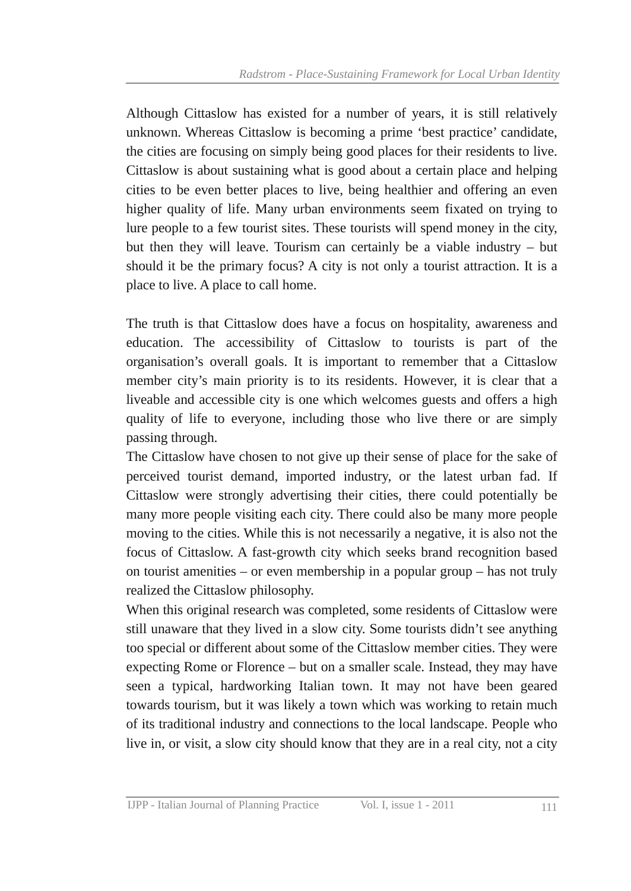Although Cittaslow has existed for a number of years, it is still relatively unknown. Whereas Cittaslow is becoming a prime ‘best practice’ candidate, the cities are focusing on simply being good places for their residents to live. Cittaslow is about sustaining what is good about a certain place and helping cities to be even better places to live, being healthier and offering an even higher quality of life. Many urban environments seem fixated on trying to lure people to a few tourist sites. These tourists will spend money in the city, but then they will leave. Tourism can certainly be a viable industry – but should it be the primary focus? A city is not only a tourist attraction. It is a place to live. A place to call home.

The truth is that Cittaslow does have a focus on hospitality, awareness and education. The accessibility of Cittaslow to tourists is part of the organisation’s overall goals. It is important to remember that a Cittaslow member city’s main priority is to its residents. However, it is clear that a liveable and accessible city is one which welcomes guests and offers a high quality of life to everyone, including those who live there or are simply passing through.

The Cittaslow have chosen to not give up their sense of place for the sake of perceived tourist demand, imported industry, or the latest urban fad. If Cittaslow were strongly advertising their cities, there could potentially be many more people visiting each city. There could also be many more people moving to the cities. While this is not necessarily a negative, it is also not the focus of Cittaslow. A fast-growth city which seeks brand recognition based on tourist amenities – or even membership in a popular group – has not truly realized the Cittaslow philosophy.

When this original research was completed, some residents of Cittaslow were still unaware that they lived in a slow city. Some tourists didn’t see anything too special or different about some of the Cittaslow member cities. They were expecting Rome or Florence – but on a smaller scale. Instead, they may have seen a typical, hardworking Italian town. It may not have been geared towards tourism, but it was likely a town which was working to retain much of its traditional industry and connections to the local landscape. People who live in, or visit, a slow city should know that they are in a real city, not a city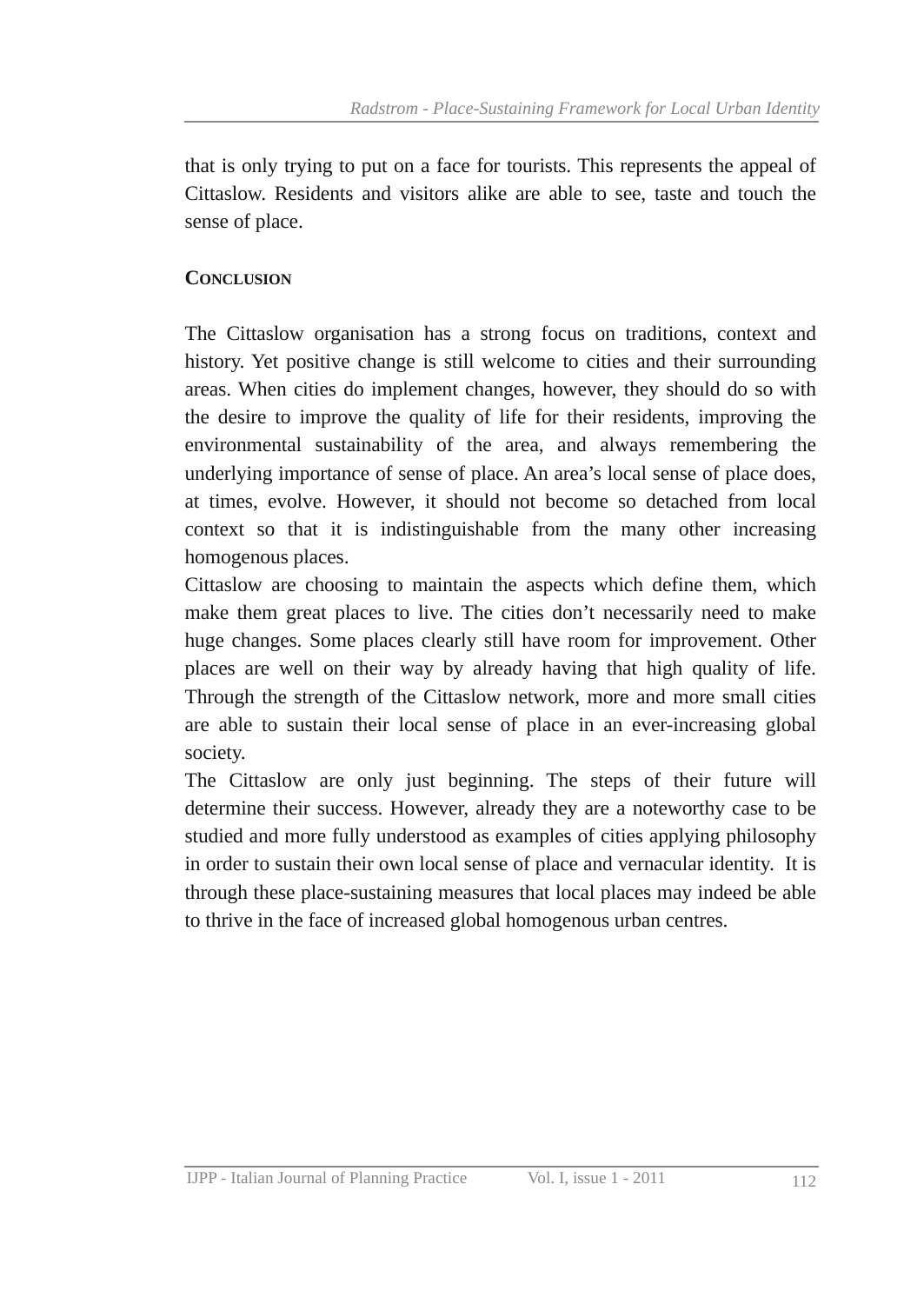that is only trying to put on a face for tourists. This represents the appeal of Cittaslow. Residents and visitors alike are able to see, taste and touch the sense of place.

## Conclusion

The Cittaslow organisation has a strong focus on traditions, context and history. Yet positive change is still welcome to cities and their surrounding areas. When cities do implement changes, however, they should do so with the desire to improve the quality of life for their residents, improving the environmental sustainability of the area, and always remembering the underlying importance of sense of place. An area's local sense of place does, at times, evolve. However, it should not become so detached from local context so that it is indistinguishable from the many other increasing homogenous places.

Cittaslow are choosing to maintain the aspects which define them, which make them great places to live. The cities don't necessarily need to make huge changes. Some places clearly still have room for improvement. Other places are well on their way by already having that high quality of life. Through the strength of the Cittaslow network, more and more small cities are able to sustain their local sense of place in an ever-increasing global society.

The Cittaslow are only just beginning. The steps of their future will determine their success. However, already they are a noteworthy case to be studied and more fully understood as examples of cities applying philosophy in order to sustain their own local sense of place and vernacular identity. It is through these place-sustaining measures that local places may indeed be able to thrive in the face of increased global homogenous urban centres.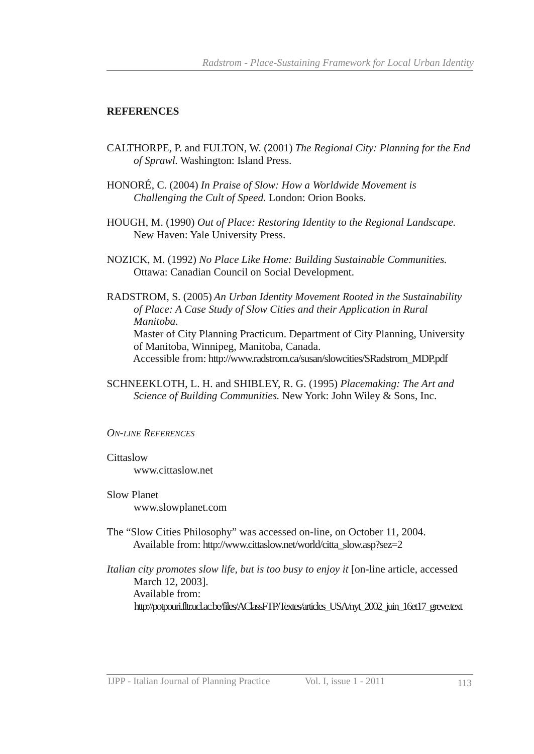## REFERENCES

CALTHORPE, P. and FULTON, W. (2001) *The Regional City: Planning for the End of Sprawl.* Washington: Island Press.

HONORÉ, C. (2004) *In Praise of Slow: How a Worldwide Movement is Challenging the Cult of Speed.* London: Orion Books.

HOUGH, M. (1990) *Out of Place: Restoring Identity to the Regional Landscape.* New Haven: Yale University Press.

NOZICK, M. (1992) *No Place Like Home: Building Sustainable Communities.* Ottawa: Canadian Council on Social Development.

RADSTROM, S. (2005) *An Urban Identity Movement Rooted in the Sustainability of Place: A Case Study of Slow Cities and their Application in Rural Manitoba.*
Master of City Planning Practicum. Department of City Planning, University of Manitoba, Winnipeg, Manitoba, Canada.
Accessible from: http://www.radstrom.ca/susan/slowcities/SRadstrom_MDP.pdf

SCHNEEKLOTH, L. H. and SHIBLEY, R. G. (1995) *Placemaking: The Art and Science of Building Communities.* New York: John Wiley & Sons, Inc.

*ON-LINE REFERENCES*

Cittaslow
www.cittaslow.net

Slow Planet
www.slowplanet.com

The “Slow Cities Philosophy” was accessed on-line, on October 11, 2004.
Available from: http://www.cittaslow.net/world/citta_slow.asp?sez=2

*Italian city promotes slow life, but is too busy to enjoy it* [on-line article, accessed March 12, 2003].
Available from:
http://potpouri.fltr.ucl.ac.be/files/AClassFTP/Textes/articles_USA/nyt_2002_juin_16et17_greve.text